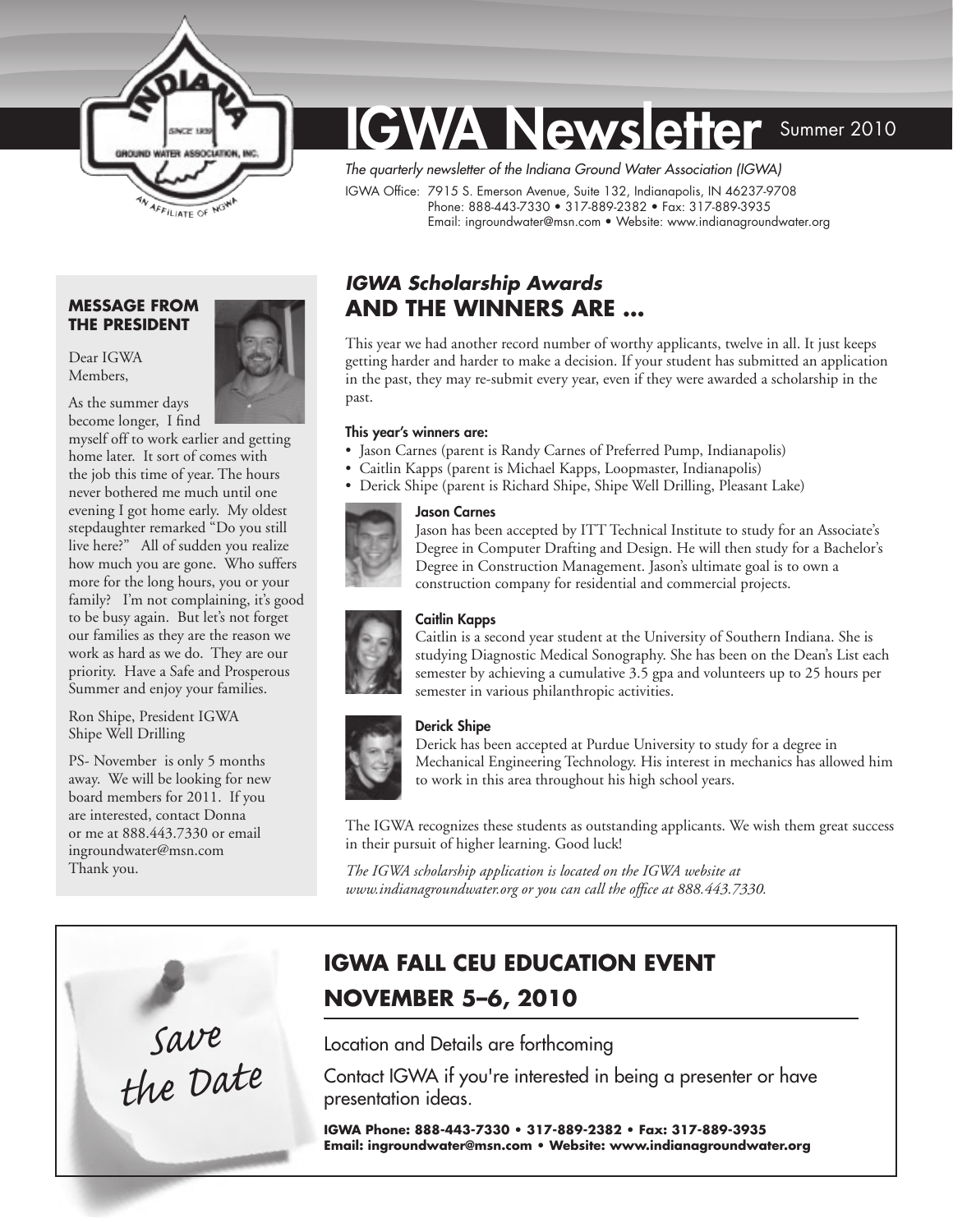# IGWA Newsletter

Summer 2010

*The quarterly newsletter of the Indiana Ground Water Association (IGWA)*

IGWA Office: 7915 S. Emerson Avenue, Suite 132, Indianapolis, IN 46237-9708
Phone: 888-443-7330 • 317-889-2382 • Fax: 317-889-3935
Email: ingroundwater@msn.com • Website: www.indianagroundwater.org

## MESSAGE FROM THE PRESIDENT

Dear IGWA Members,

As the summer days become longer, I find myself off to work earlier and getting home later. It sort of comes with the job this time of year. The hours never bothered me much until one evening I got home early. My oldest stepdaughter remarked "Do you still live here?" All of sudden you realize how much you are gone. Who suffers more for the long hours, you or your family? I'm not complaining, it's good to be busy again. But let's not forget our families as they are the reason we work as hard as we do. They are our priority. Have a Safe and Prosperous Summer and enjoy your families.

Ron Shipe, President IGWA
Shipe Well Drilling

PS- November is only 5 months away. We will be looking for new board members for 2011. If you are interested, contact Donna or me at 888.443.7330 or email ingroundwater@msn.com
Thank you.

## *IGWA Scholarship Awards* AND THE WINNERS ARE ...

This year we had another record number of worthy applicants, twelve in all. It just keeps getting harder and harder to make a decision. If your student has submitted an application in the past, they may re-submit every year, even if they were awarded a scholarship in the past.

**This year's winners are:**

- Jason Carnes (parent is Randy Carnes of Preferred Pump, Indianapolis)
- Caitlin Kapps (parent is Michael Kapps, Loopmaster, Indianapolis)
- Derick Shipe (parent is Richard Shipe, Shipe Well Drilling, Pleasant Lake)

**Jason Carnes**

Jason has been accepted by ITT Technical Institute to study for an Associate's Degree in Computer Drafting and Design. He will then study for a Bachelor's Degree in Construction Management. Jason's ultimate goal is to own a construction company for residential and commercial projects.

**Caitlin Kapps**

Caitlin is a second year student at the University of Southern Indiana. She is studying Diagnostic Medical Sonography. She has been on the Dean's List each semester by achieving a cumulative 3.5 gpa and volunteers up to 25 hours per semester in various philanthropic activities.

**Derick Shipe**

Derick has been accepted at Purdue University to study for a degree in Mechanical Engineering Technology. His interest in mechanics has allowed him to work in this area throughout his high school years.

The IGWA recognizes these students as outstanding applicants. We wish them great success in their pursuit of higher learning. Good luck!

*The IGWA scholarship application is located on the IGWA website at www.indianagroundwater.org or you can call the office at 888.443.7330.*

---

*Save the Date*

## IGWA FALL CEU EDUCATION EVENT NOVEMBER 5–6, 2010

Location and Details are forthcoming

Contact IGWA if you're interested in being a presenter or have presentation ideas.

**IGWA Phone: 888-443-7330 • 317-889-2382 • Fax: 317-889-3935**
**Email: ingroundwater@msn.com • Website: www.indianagroundwater.org**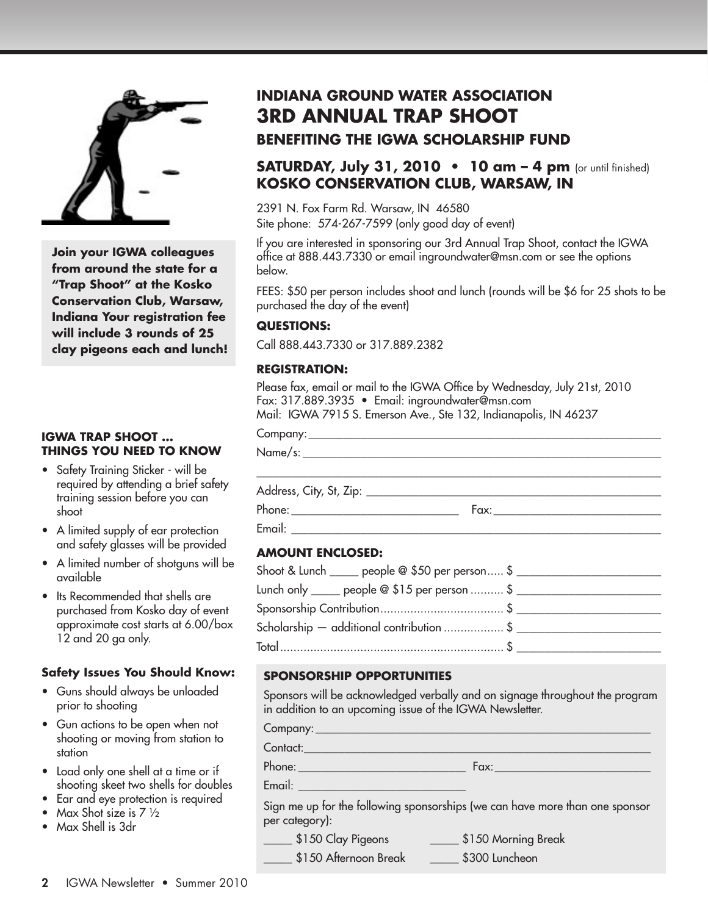# INDIANA GROUND WATER ASSOCIATION
# 3RD ANNUAL TRAP SHOOT
## BENEFITING THE IGWA SCHOLARSHIP FUND

### SATURDAY, July 31, 2010 • 10 am – 4 pm (or until finished)
### KOSKO CONSERVATION CLUB, WARSAW, IN

**Join your IGWA colleagues from around the state for a "Trap Shoot" at the Kosko Conservation Club, Warsaw, Indiana Your registration fee will include 3 rounds of 25 clay pigeons each and lunch!**

2391 N. Fox Farm Rd. Warsaw, IN 46580
Site phone: 574-267-7599 (only good day of event)

If you are interested in sponsoring our 3rd Annual Trap Shoot, contact the IGWA office at 888.443.7330 or email ingroundwater@msn.com or see the options below.

FEES: $50 per person includes shoot and lunch (rounds will be $6 for 25 shots to be purchased the day of the event)

**QUESTIONS:**

Call 888.443.7330 or 317.889.2382

**REGISTRATION:**

Please fax, email or mail to the IGWA Office by Wednesday, July 21st, 2010
Fax: 317.889.3935 • Email: ingroundwater@msn.com
Mail: IGWA 7915 S. Emerson Ave., Ste 132, Indianapolis, IN 46237

Company: ______________________________

Name/s: ______________________________

______________________________

Address, City, St, Zip: ______________________________

Phone: ______________ Fax: ______________

Email: ______________________________

**AMOUNT ENCLOSED:**

Shoot & Lunch _____ people @ $50 per person..... $ ______________

Lunch only _____ people @ $15 per person .......... $ ______________

Sponsorship Contribution..................................... $ ______________

Scholarship — additional contribution .................. $ ______________

Total..................................................................... $ ______________

**SPONSORSHIP OPPORTUNITIES**

Sponsors will be acknowledged verbally and on signage throughout the program in addition to an upcoming issue of the IGWA Newsletter.

Company: ______________________________

Contact: ______________________________

Phone: ______________ Fax: ______________

Email: ______________

Sign me up for the following sponsorships (we can have more than one sponsor per category):

_____ $150 Clay Pigeons  _____ $150 Morning Break

_____ $150 Afternoon Break  _____ $300 Luncheon

### IGWA TRAP SHOOT ... THINGS YOU NEED TO KNOW

- Safety Training Sticker - will be required by attending a brief safety training session before you can shoot
- A limited supply of ear protection and safety glasses will be provided
- A limited number of shotguns will be available
- Its Recommended that shells are purchased from Kosko day of event approximate cost starts at 6.00/box 12 and 20 ga only.

**Safety Issues You Should Know:**

- Guns should always be unloaded prior to shooting
- Gun actions to be open when not shooting or moving from station to station
- Load only one shell at a time or if shooting skeet two shells for doubles
- Ear and eye protection is required
- Max Shot size is 7 ½
- Max Shell is 3dr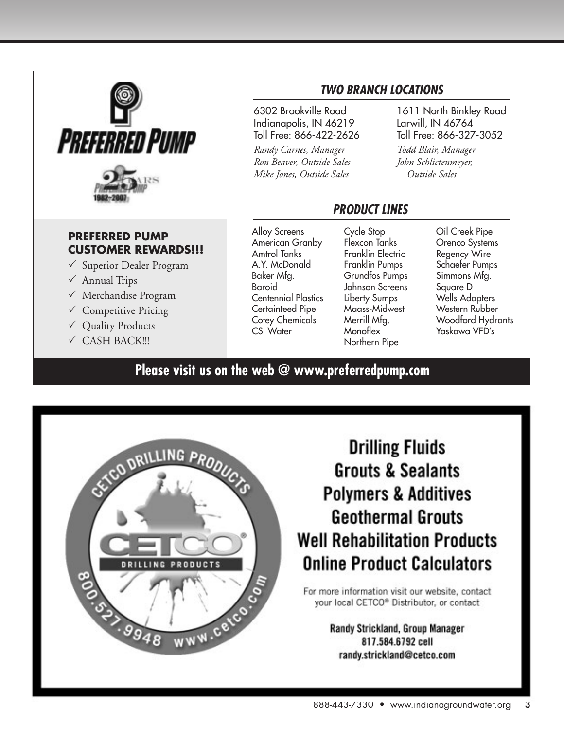# PREFERRED PUMP

25 YEARS 1982–2007

## TWO BRANCH LOCATIONS

6302 Brookville Road
Indianapolis, IN 46219
Toll Free: 866-422-2626

*Randy Carnes, Manager*
*Ron Beaver, Outside Sales*
*Mike Jones, Outside Sales*

1611 North Binkley Road
Larwill, IN 46764
Toll Free: 866-327-3052

*Todd Blair, Manager*
*John Schlictenmeyer, Outside Sales*

### PREFERRED PUMP CUSTOMER REWARDS!!!

- ✓ Superior Dealer Program
- ✓ Annual Trips
- ✓ Merchandise Program
- ✓ Competitive Pricing
- ✓ Quality Products
- ✓ CASH BACK!!!

## PRODUCT LINES

Alloy Screens
American Granby
Amtrol Tanks
A.Y. McDonald
Baker Mfg.
Baroid
Centennial Plastics
Certainteed Pipe
Cotey Chemicals
CSI Water
Cycle Stop
Flexcon Tanks
Franklin Electric
Franklin Pumps
Grundfos Pumps
Johnson Screens
Liberty Sumps
Maass-Midwest
Merrill Mfg.
Monoflex
Northern Pipe
Oil Creek Pipe
Orenco Systems
Regency Wire
Schaefer Pumps
Simmons Mfg.
Square D
Wells Adapters
Western Rubber
Woodford Hydrants
Yaskawa VFD's

**Please visit us on the web @ www.preferredpump.com**

---

CETCO DRILLING PRODUCTS
800.527.9948 www.cetco.com

**Drilling Fluids**
**Grouts & Sealants**
**Polymers & Additives**
**Geothermal Grouts**
**Well Rehabilitation Products**
**Online Product Calculators**

For more information visit our website, contact your local CETCO® Distributor, or contact

**Randy Strickland, Group Manager**
**817.584.6792 cell**
**randy.strickland@cetco.com**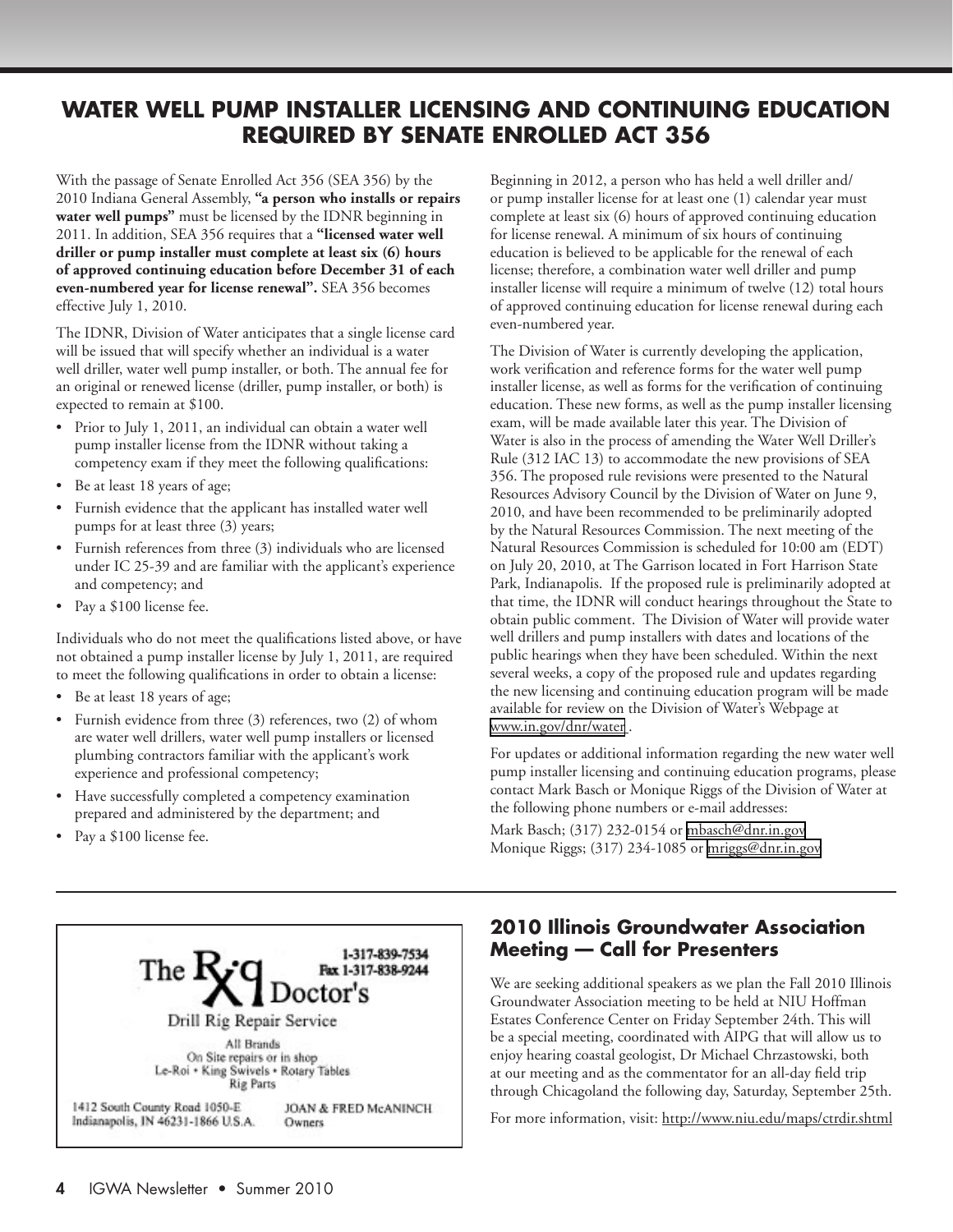# WATER WELL PUMP INSTALLER LICENSING AND CONTINUING EDUCATION REQUIRED BY SENATE ENROLLED ACT 356

With the passage of Senate Enrolled Act 356 (SEA 356) by the 2010 Indiana General Assembly, **"a person who installs or repairs water well pumps"** must be licensed by the IDNR beginning in 2011. In addition, SEA 356 requires that a **"licensed water well driller or pump installer must complete at least six (6) hours of approved continuing education before December 31 of each even-numbered year for license renewal".** SEA 356 becomes effective July 1, 2010.

The IDNR, Division of Water anticipates that a single license card will be issued that will specify whether an individual is a water well driller, water well pump installer, or both. The annual fee for an original or renewed license (driller, pump installer, or both) is expected to remain at $100.

- Prior to July 1, 2011, an individual can obtain a water well pump installer license from the IDNR without taking a competency exam if they meet the following qualifications:
- Be at least 18 years of age;
- Furnish evidence that the applicant has installed water well pumps for at least three (3) years;
- Furnish references from three (3) individuals who are licensed under IC 25-39 and are familiar with the applicant's experience and competency; and
- Pay a $100 license fee.

Individuals who do not meet the qualifications listed above, or have not obtained a pump installer license by July 1, 2011, are required to meet the following qualifications in order to obtain a license:

- Be at least 18 years of age;
- Furnish evidence from three (3) references, two (2) of whom are water well drillers, water well pump installers or licensed plumbing contractors familiar with the applicant's work experience and professional competency;
- Have successfully completed a competency examination prepared and administered by the department; and
- Pay a $100 license fee.

Beginning in 2012, a person who has held a well driller and/or pump installer license for at least one (1) calendar year must complete at least six (6) hours of approved continuing education for license renewal. A minimum of six hours of continuing education is believed to be applicable for the renewal of each license; therefore, a combination water well driller and pump installer license will require a minimum of twelve (12) total hours of approved continuing education for license renewal during each even-numbered year.

The Division of Water is currently developing the application, work verification and reference forms for the water well pump installer license, as well as forms for the verification of continuing education. These new forms, as well as the pump installer licensing exam, will be made available later this year. The Division of Water is also in the process of amending the Water Well Driller's Rule (312 IAC 13) to accommodate the new provisions of SEA 356. The proposed rule revisions were presented to the Natural Resources Advisory Council by the Division of Water on June 9, 2010, and have been recommended to be preliminarily adopted by the Natural Resources Commission. The next meeting of the Natural Resources Commission is scheduled for 10:00 am (EDT) on July 20, 2010, at The Garrison located in Fort Harrison State Park, Indianapolis. If the proposed rule is preliminarily adopted at that time, the IDNR will conduct hearings throughout the State to obtain public comment. The Division of Water will provide water well drillers and pump installers with dates and locations of the public hearings when they have been scheduled. Within the next several weeks, a copy of the proposed rule and updates regarding the new licensing and continuing education program will be made available for review on the Division of Water's Webpage at www.in.gov/dnr/water.

For updates or additional information regarding the new water well pump installer licensing and continuing education programs, please contact Mark Basch or Monique Riggs of the Division of Water at the following phone numbers or e-mail addresses:

Mark Basch; (317) 232-0154 or mbasch@dnr.in.gov
Monique Riggs; (317) 234-1085 or mriggs@dnr.in.gov

---

The Rig Doctor's
1-317-839-7534
Fax 1-317-838-9244

Drill Rig Repair Service

All Brands
On Site repairs or in shop
Le-Roi • King Swivels • Rotary Tables
Rig Parts

1412 South County Road 1050-E
Indianapolis, IN 46231-1866 U.S.A.

JOAN & FRED McANINCH
Owners

## 2010 Illinois Groundwater Association Meeting — Call for Presenters

We are seeking additional speakers as we plan the Fall 2010 Illinois Groundwater Association meeting to be held at NIU Hoffman Estates Conference Center on Friday September 24th. This will be a special meeting, coordinated with AIPG that will allow us to enjoy hearing coastal geologist, Dr Michael Chrzastowski, both at our meeting and as the commentator for an all-day field trip through Chicagoland the following day, Saturday, September 25th.

For more information, visit: http://www.niu.edu/maps/ctrdir.shtml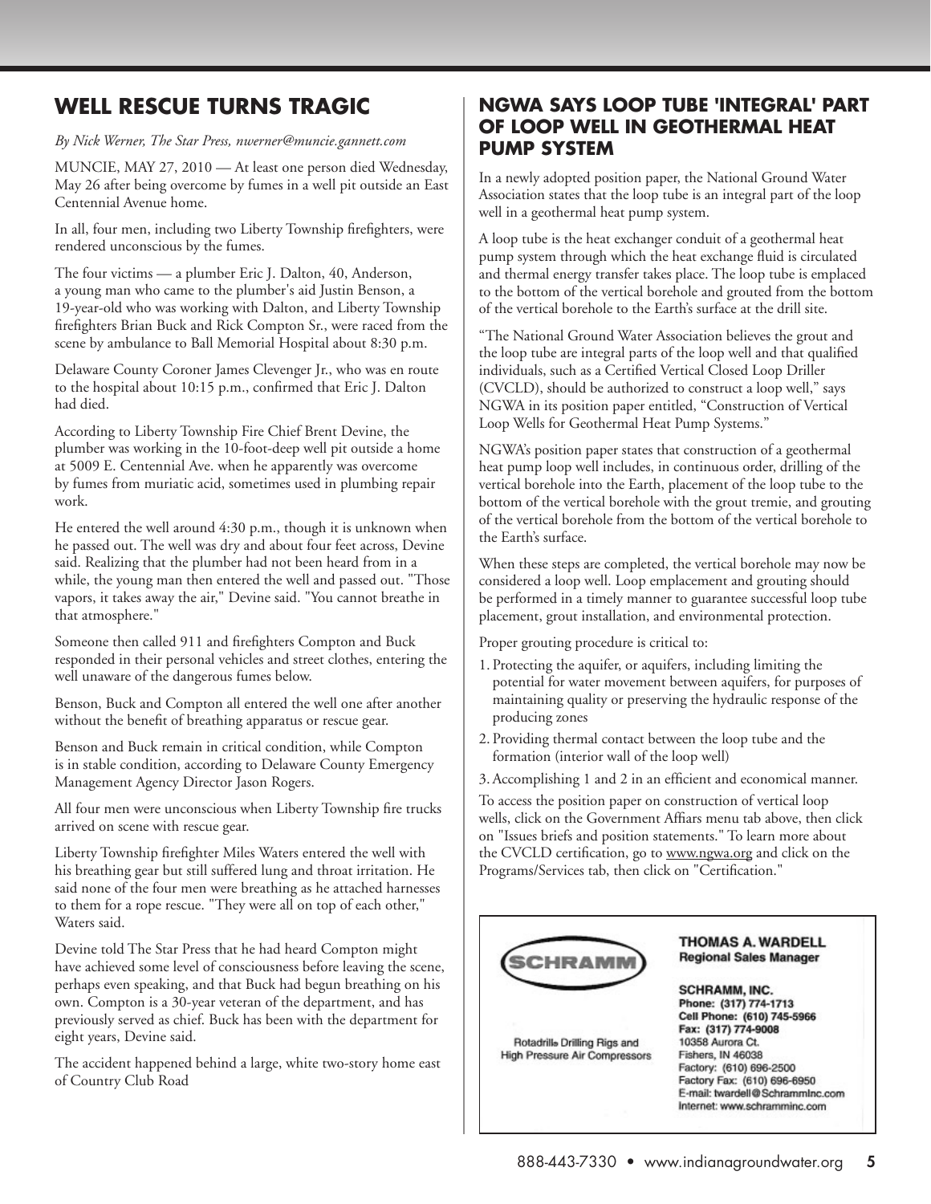## WELL RESCUE TURNS TRAGIC

*By Nick Werner, The Star Press, nwerner@muncie.gannett.com*

MUNCIE, MAY 27, 2010 — At least one person died Wednesday, May 26 after being overcome by fumes in a well pit outside an East Centennial Avenue home.

In all, four men, including two Liberty Township firefighters, were rendered unconscious by the fumes.

The four victims — a plumber Eric J. Dalton, 40, Anderson, a young man who came to the plumber's aid Justin Benson, a 19-year-old who was working with Dalton, and Liberty Township firefighters Brian Buck and Rick Compton Sr., were raced from the scene by ambulance to Ball Memorial Hospital about 8:30 p.m.

Delaware County Coroner James Clevenger Jr., who was en route to the hospital about 10:15 p.m., confirmed that Eric J. Dalton had died.

According to Liberty Township Fire Chief Brent Devine, the plumber was working in the 10-foot-deep well pit outside a home at 5009 E. Centennial Ave. when he apparently was overcome by fumes from muriatic acid, sometimes used in plumbing repair work.

He entered the well around 4:30 p.m., though it is unknown when he passed out. The well was dry and about four feet across, Devine said. Realizing that the plumber had not been heard from in a while, the young man then entered the well and passed out. "Those vapors, it takes away the air," Devine said. "You cannot breathe in that atmosphere."

Someone then called 911 and firefighters Compton and Buck responded in their personal vehicles and street clothes, entering the well unaware of the dangerous fumes below.

Benson, Buck and Compton all entered the well one after another without the benefit of breathing apparatus or rescue gear.

Benson and Buck remain in critical condition, while Compton is in stable condition, according to Delaware County Emergency Management Agency Director Jason Rogers.

All four men were unconscious when Liberty Township fire trucks arrived on scene with rescue gear.

Liberty Township firefighter Miles Waters entered the well with his breathing gear but still suffered lung and throat irritation. He said none of the four men were breathing as he attached harnesses to them for a rope rescue. "They were all on top of each other," Waters said.

Devine told The Star Press that he had heard Compton might have achieved some level of consciousness before leaving the scene, perhaps even speaking, and that Buck had begun breathing on his own. Compton is a 30-year veteran of the department, and has previously served as chief. Buck has been with the department for eight years, Devine said.

The accident happened behind a large, white two-story home east of Country Club Road

## NGWA SAYS LOOP TUBE 'INTEGRAL' PART OF LOOP WELL IN GEOTHERMAL HEAT PUMP SYSTEM

In a newly adopted position paper, the National Ground Water Association states that the loop tube is an integral part of the loop well in a geothermal heat pump system.

A loop tube is the heat exchanger conduit of a geothermal heat pump system through which the heat exchange fluid is circulated and thermal energy transfer takes place. The loop tube is emplaced to the bottom of the vertical borehole and grouted from the bottom of the vertical borehole to the Earth's surface at the drill site.

"The National Ground Water Association believes the grout and the loop tube are integral parts of the loop well and that qualified individuals, such as a Certified Vertical Closed Loop Driller (CVCLD), should be authorized to construct a loop well," says NGWA in its position paper entitled, "Construction of Vertical Loop Wells for Geothermal Heat Pump Systems."

NGWA's position paper states that construction of a geothermal heat pump loop well includes, in continuous order, drilling of the vertical borehole into the Earth, placement of the loop tube to the bottom of the vertical borehole with the grout tremie, and grouting of the vertical borehole from the bottom of the vertical borehole to the Earth's surface.

When these steps are completed, the vertical borehole may now be considered a loop well. Loop emplacement and grouting should be performed in a timely manner to guarantee successful loop tube placement, grout installation, and environmental protection.

Proper grouting procedure is critical to:

1. Protecting the aquifer, or aquifers, including limiting the potential for water movement between aquifers, for purposes of maintaining quality or preserving the hydraulic response of the producing zones
2. Providing thermal contact between the loop tube and the formation (interior wall of the loop well)
3. Accomplishing 1 and 2 in an efficient and economical manner.

To access the position paper on construction of vertical loop wells, click on the Government Affiars menu tab above, then click on "Issues briefs and position statements." To learn more about the CVCLD certification, go to www.ngwa.org and click on the Programs/Services tab, then click on "Certification."

SCHRAMM

Rotadrill® Drilling Rigs and High Pressure Air Compressors

**THOMAS A. WARDELL**
**Regional Sales Manager**

**SCHRAMM, INC.**
Phone: (317) 774-1713
Cell Phone: (610) 745-5966
Fax: (317) 774-9008
10358 Aurora Ct.
Fishers, IN 46038
Factory: (610) 696-2500
Factory Fax: (610) 696-6950
E-mail: twardell@SchrammInc.com
Internet: www.schramminc.com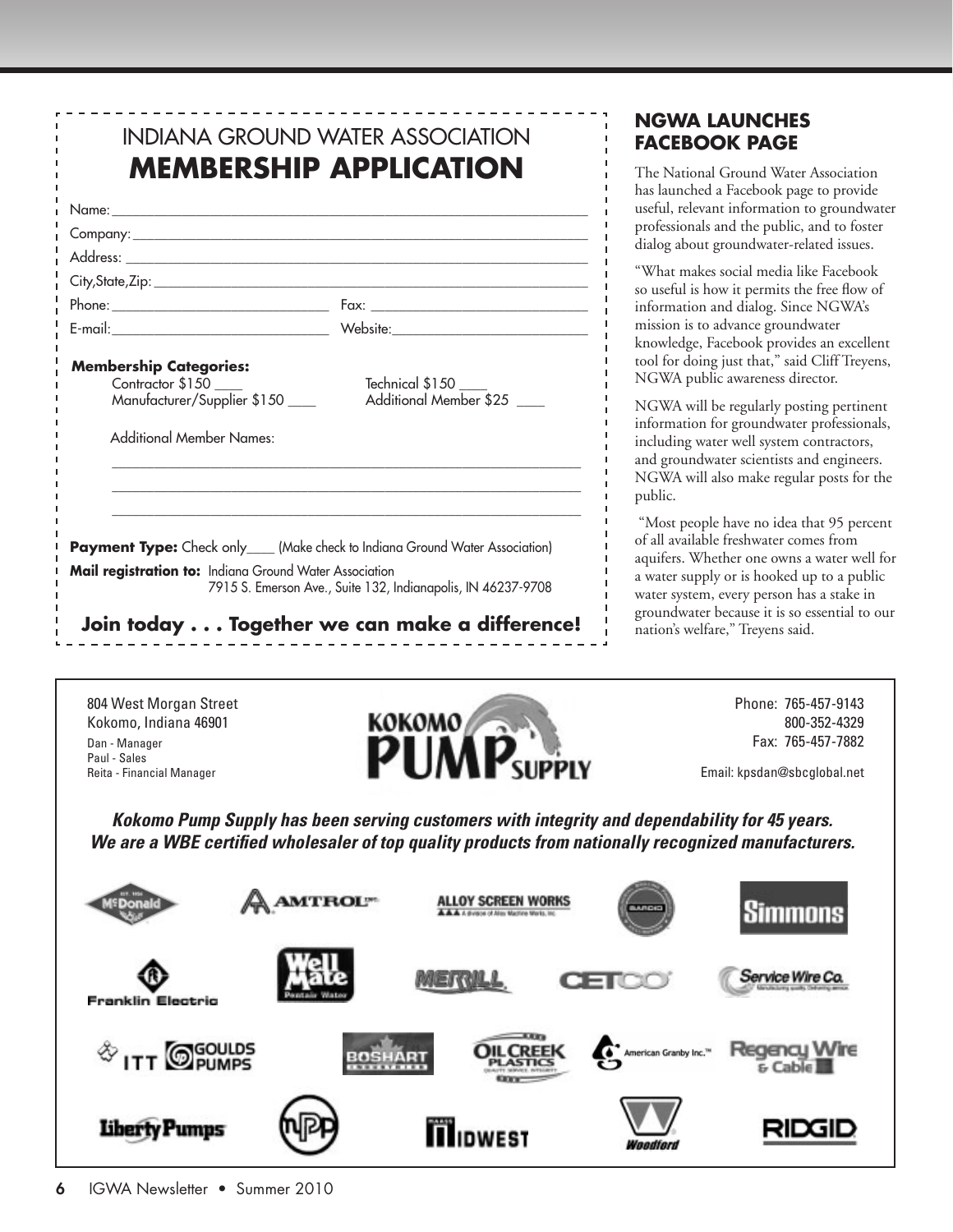# INDIANA GROUND WATER ASSOCIATION

## MEMBERSHIP APPLICATION

Name: ______________________________________________

Company: ______________________________________________

Address: ______________________________________________

City,State,Zip: ______________________________________________

Phone: ______________________ Fax: ______________________

E-mail: ______________________ Website: ______________________

**Membership Categories:**

Contractor $150 ____ Technical $150 ____

Manufacturer/Supplier $150 ____ Additional Member $25 ____

Additional Member Names:

______________________________________________

______________________________________________

______________________________________________

**Payment Type:** Check only____ (Make check to Indiana Ground Water Association)

**Mail registration to:** Indiana Ground Water Association
7915 S. Emerson Ave., Suite 132, Indianapolis, IN 46237-9708

**Join today . . . Together we can make a difference!**

## NGWA LAUNCHES FACEBOOK PAGE

The National Ground Water Association has launched a Facebook page to provide useful, relevant information to groundwater professionals and the public, and to foster dialog about groundwater-related issues.

"What makes social media like Facebook so useful is how it permits the free flow of information and dialog. Since NGWA's mission is to advance groundwater knowledge, Facebook provides an excellent tool for doing just that," said Cliff Treyens, NGWA public awareness director.

NGWA will be regularly posting pertinent information for groundwater professionals, including water well system contractors, and groundwater scientists and engineers. NGWA will also make regular posts for the public.

"Most people have no idea that 95 percent of all available freshwater comes from aquifers. Whether one owns a water well for a water supply or is hooked up to a public water system, every person has a stake in groundwater because it is so essential to our nation's welfare," Treyens said.

---

804 West Morgan Street
Kokomo, Indiana 46901
Dan - Manager
Paul - Sales
Reita - Financial Manager

**KOKOMO PUMP SUPPLY**

Phone: 765-457-9143
800-352-4329
Fax: 765-457-7882

Email: kpsdan@sbcglobal.net

***Kokomo Pump Supply has been serving customers with integrity and dependability for 45 years. We are a WBE certified wholesaler of top quality products from nationally recognized manufacturers.***

McDonald • AMTROL • ALLOY SCREEN WORKS • BARCO • Simmons • Franklin Electric • Well Mate • MERRILL • CETCO • Service Wire Co. • ITT GOULDS PUMPS • BOSHART • OIL CREEK PLASTICS • American Granby Inc. • Regency Wire & Cable • Liberty Pumps • NPP • MIDWEST • Woodford • RIDGID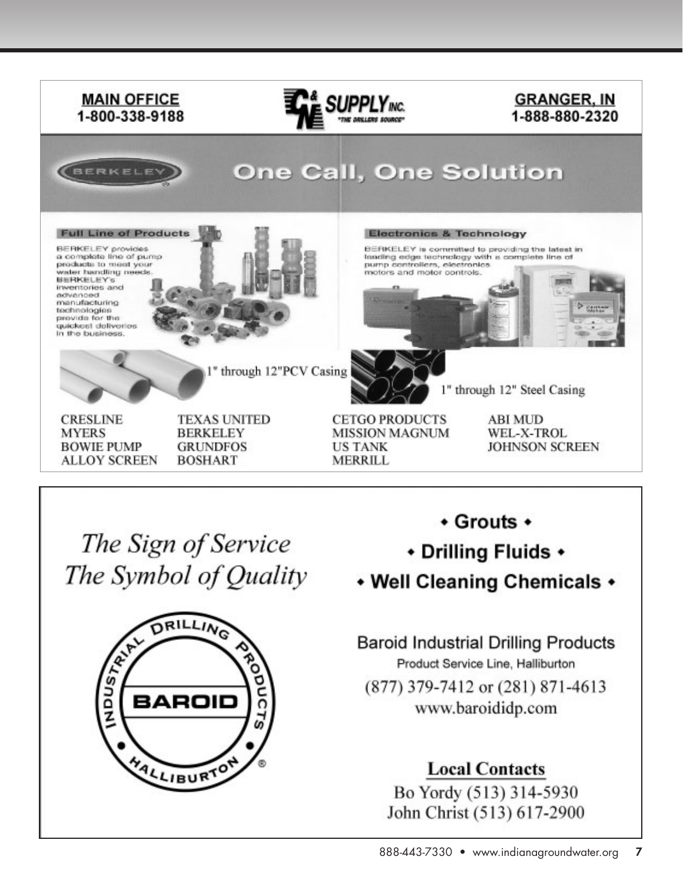**MAIN OFFICE**
**1-800-338-9188**

**C & N SUPPLY INC.**
"THE DRILLERS SOURCE"

**GRANGER, IN**
**1-888-880-2320**

BERKELEY

# One Call, One Solution

**Full Line of Products**

BERKELEY provides a complete line of pump products to meet your water handling needs. BERKELEY's inventories and advanced manufacturing technologies provide for the quickest deliveries in the business.

**Electronics & Technology**

BERKELEY is committed to providing the latest in leading edge technology with a complete line of pump controllers, electronics motors and motor controls.

1" through 12"PCV Casing

1" through 12" Steel Casing

CRESLINE
MYERS
BOWIE PUMP
ALLOY SCREEN
TEXAS UNITED
BERKELEY
GRUNDFOS
BOSHART
CETGO PRODUCTS
MISSION MAGNUM
US TANK
MERRILL
ABI MUD
WEL-X-TROL
JOHNSON SCREEN

---

*The Sign of Service*
*The Symbol of Quality*

INDUSTRIAL DRILLING PRODUCTS
BAROID
HALLIBURTON

• Grouts •
• Drilling Fluids •
• Well Cleaning Chemicals •

Baroid Industrial Drilling Products
Product Service Line, Halliburton
(877) 379-7412 or (281) 871-4613
www.barodidp.com

**Local Contacts**
Bo Yordy (513) 314-5930
John Christ (513) 617-2900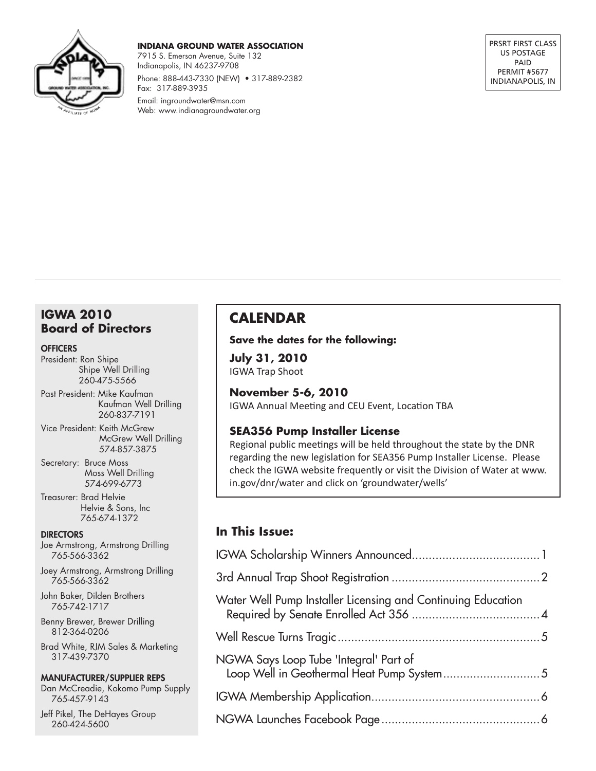**INDIANA GROUND WATER ASSOCIATION**
7915 S. Emerson Avenue, Suite 132
Indianapolis, IN 46237-9708
Phone: 888-443-7330 (NEW) • 317-889-2382
Fax: 317-889-3935
Email: ingroundwater@msn.com
Web: www.indianagroundwater.org

PRSRT FIRST CLASS
US POSTAGE
PAID
PERMIT #5677
INDIANAPOLIS, IN

## IGWA 2010 Board of Directors

**OFFICERS**

President: Ron Shipe
Shipe Well Drilling
260-475-5566

Past President: Mike Kaufman
Kaufman Well Drilling
260-837-7191

Vice President: Keith McGrew
McGrew Well Drilling
574-857-3875

Secretary: Bruce Moss
Moss Well Drilling
574-699-6773

Treasurer: Brad Helvie
Helvie & Sons, Inc
765-674-1372

**DIRECTORS**

Joe Armstrong, Armstrong Drilling
765-566-3362

Joey Armstrong, Armstrong Drilling
765-566-3362

John Baker, Dilden Brothers
765-742-1717

Benny Brewer, Brewer Drilling
812-364-0206

Brad White, RJM Sales & Marketing
317-439-7370

**MANUFACTURER/SUPPLIER REPS**

Dan McCreadie, Kokomo Pump Supply
765-457-9143

Jeff Pikel, The DeHayes Group
260-424-5600

## CALENDAR

**Save the dates for the following:**

**July 31, 2010**
IGWA Trap Shoot

**November 5-6, 2010**
IGWA Annual Meeting and CEU Event, Location TBA

**SEA356 Pump Installer License**
Regional public meetings will be held throughout the state by the DNR regarding the new legislation for SEA356 Pump Installer License. Please check the IGWA website frequently or visit the Division of Water at www.in.gov/dnr/water and click on 'groundwater/wells'

## In This Issue:

IGWA Scholarship Winners Announced....................................1
3rd Annual Trap Shoot Registration ..........................................2
Water Well Pump Installer Licensing and Continuing Education Required by Senate Enrolled Act 356 .....................................4
Well Rescue Turns Tragic ...........................................................5
NGWA Says Loop Tube 'Integral' Part of Loop Well in Geothermal Heat Pump System.............................5
IGWA Membership Application.................................................6
NGWA Launches Facebook Page ..............................................6